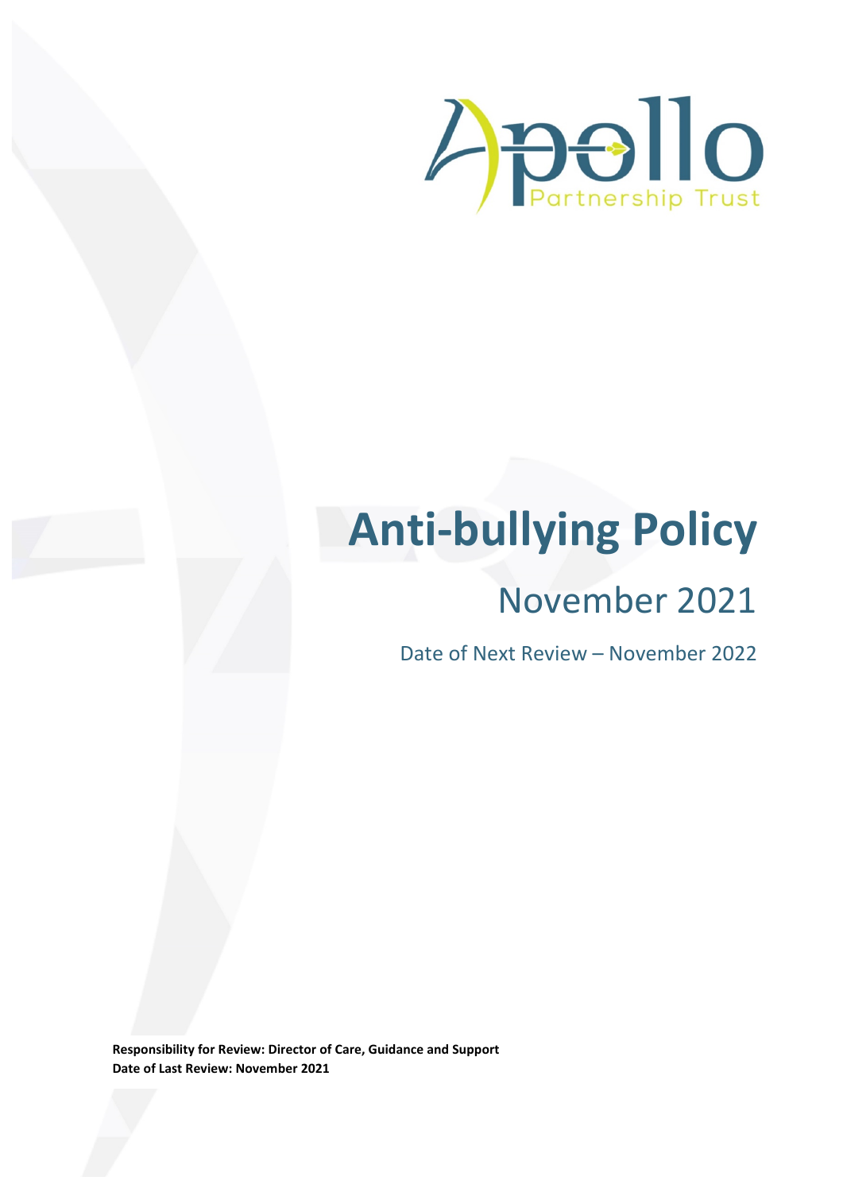Apollo Partnership Trust

# Anti-bullying Policy

## November 2021

Date of Next Review – November 2022

**Responsibility for Review: Director of Care, Guidance and Support**
**Date of Last Review: November 2021**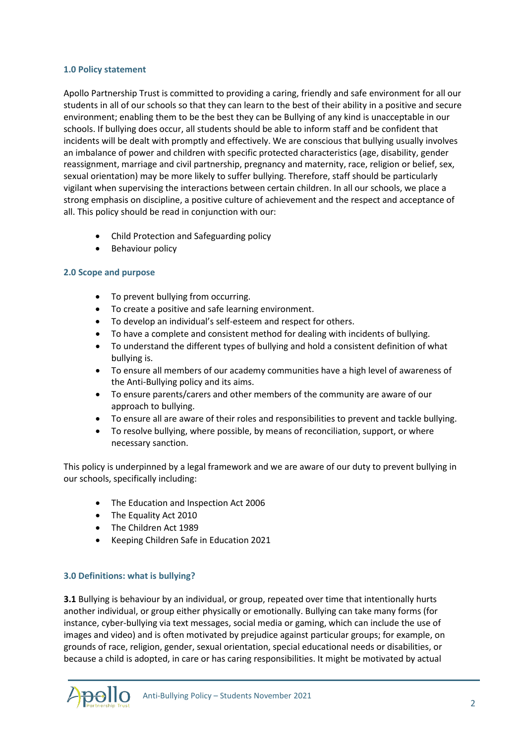### 1.0 Policy statement

Apollo Partnership Trust is committed to providing a caring, friendly and safe environment for all our students in all of our schools so that they can learn to the best of their ability in a positive and secure environment; enabling them to be the best they can be Bullying of any kind is unacceptable in our schools. If bullying does occur, all students should be able to inform staff and be confident that incidents will be dealt with promptly and effectively. We are conscious that bullying usually involves an imbalance of power and children with specific protected characteristics (age, disability, gender reassignment, marriage and civil partnership, pregnancy and maternity, race, religion or belief, sex, sexual orientation) may be more likely to suffer bullying. Therefore, staff should be particularly vigilant when supervising the interactions between certain children. In all our schools, we place a strong emphasis on discipline, a positive culture of achievement and the respect and acceptance of all. This policy should be read in conjunction with our:

- Child Protection and Safeguarding policy
- Behaviour policy

### 2.0 Scope and purpose

- To prevent bullying from occurring.
- To create a positive and safe learning environment.
- To develop an individual's self-esteem and respect for others.
- To have a complete and consistent method for dealing with incidents of bullying.
- To understand the different types of bullying and hold a consistent definition of what bullying is.
- To ensure all members of our academy communities have a high level of awareness of the Anti-Bullying policy and its aims.
- To ensure parents/carers and other members of the community are aware of our approach to bullying.
- To ensure all are aware of their roles and responsibilities to prevent and tackle bullying.
- To resolve bullying, where possible, by means of reconciliation, support, or where necessary sanction.

This policy is underpinned by a legal framework and we are aware of our duty to prevent bullying in our schools, specifically including:

- The Education and Inspection Act 2006
- The Equality Act 2010
- The Children Act 1989
- Keeping Children Safe in Education 2021

### 3.0 Definitions: what is bullying?

**3.1** Bullying is behaviour by an individual, or group, repeated over time that intentionally hurts another individual, or group either physically or emotionally. Bullying can take many forms (for instance, cyber-bullying via text messages, social media or gaming, which can include the use of images and video) and is often motivated by prejudice against particular groups; for example, on grounds of race, religion, gender, sexual orientation, special educational needs or disabilities, or because a child is adopted, in care or has caring responsibilities. It might be motivated by actual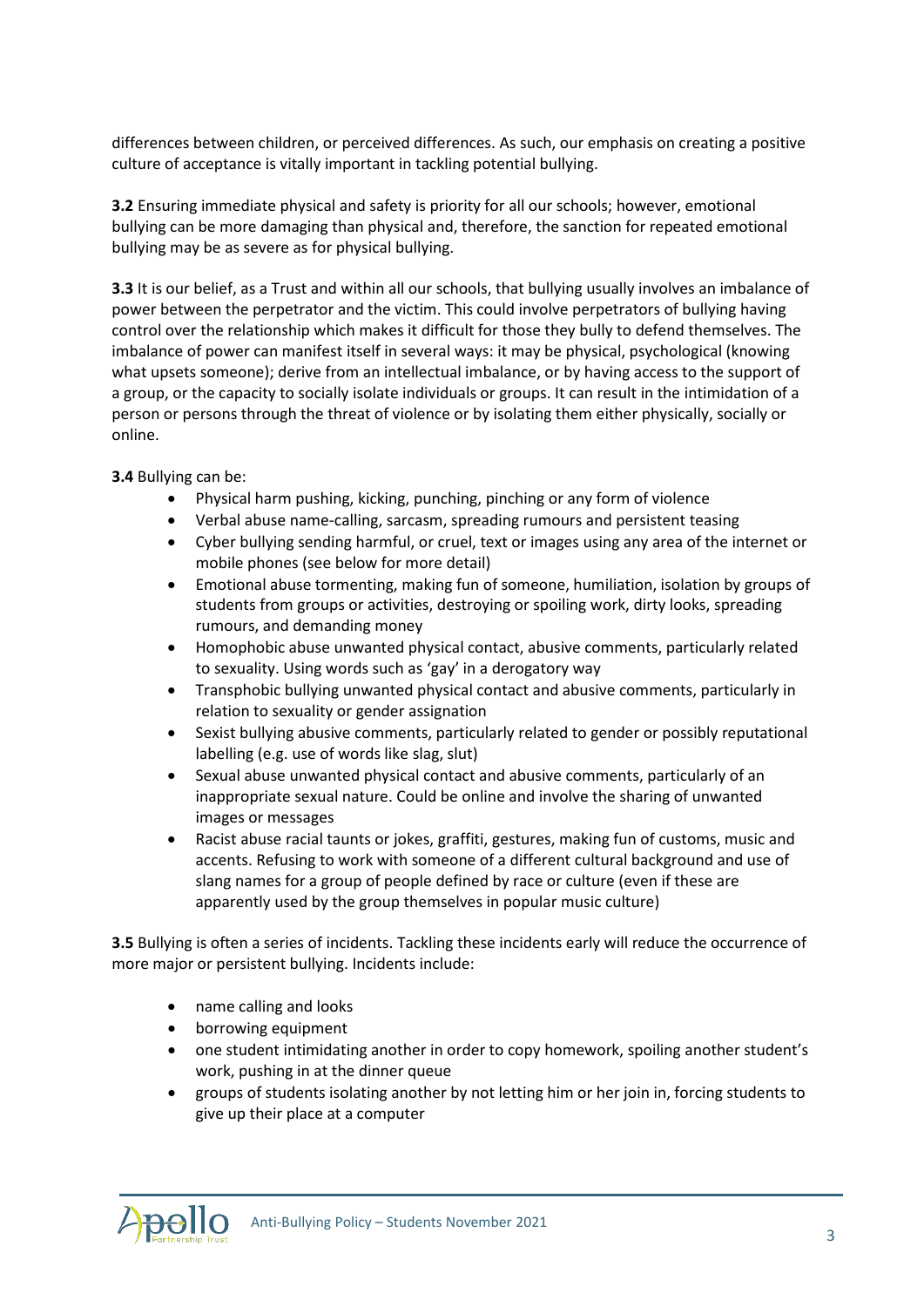differences between children, or perceived differences. As such, our emphasis on creating a positive culture of acceptance is vitally important in tackling potential bullying.

**3.2** Ensuring immediate physical and safety is priority for all our schools; however, emotional bullying can be more damaging than physical and, therefore, the sanction for repeated emotional bullying may be as severe as for physical bullying.

**3.3** It is our belief, as a Trust and within all our schools, that bullying usually involves an imbalance of power between the perpetrator and the victim. This could involve perpetrators of bullying having control over the relationship which makes it difficult for those they bully to defend themselves. The imbalance of power can manifest itself in several ways: it may be physical, psychological (knowing what upsets someone); derive from an intellectual imbalance, or by having access to the support of a group, or the capacity to socially isolate individuals or groups. It can result in the intimidation of a person or persons through the threat of violence or by isolating them either physically, socially or online.

**3.4** Bullying can be:

- Physical harm pushing, kicking, punching, pinching or any form of violence
- Verbal abuse name-calling, sarcasm, spreading rumours and persistent teasing
- Cyber bullying sending harmful, or cruel, text or images using any area of the internet or mobile phones (see below for more detail)
- Emotional abuse tormenting, making fun of someone, humiliation, isolation by groups of students from groups or activities, destroying or spoiling work, dirty looks, spreading rumours, and demanding money
- Homophobic abuse unwanted physical contact, abusive comments, particularly related to sexuality. Using words such as 'gay' in a derogatory way
- Transphobic bullying unwanted physical contact and abusive comments, particularly in relation to sexuality or gender assignation
- Sexist bullying abusive comments, particularly related to gender or possibly reputational labelling (e.g. use of words like slag, slut)
- Sexual abuse unwanted physical contact and abusive comments, particularly of an inappropriate sexual nature. Could be online and involve the sharing of unwanted images or messages
- Racist abuse racial taunts or jokes, graffiti, gestures, making fun of customs, music and accents. Refusing to work with someone of a different cultural background and use of slang names for a group of people defined by race or culture (even if these are apparently used by the group themselves in popular music culture)

**3.5** Bullying is often a series of incidents. Tackling these incidents early will reduce the occurrence of more major or persistent bullying. Incidents include:

- name calling and looks
- borrowing equipment
- one student intimidating another in order to copy homework, spoiling another student's work, pushing in at the dinner queue
- groups of students isolating another by not letting him or her join in, forcing students to give up their place at a computer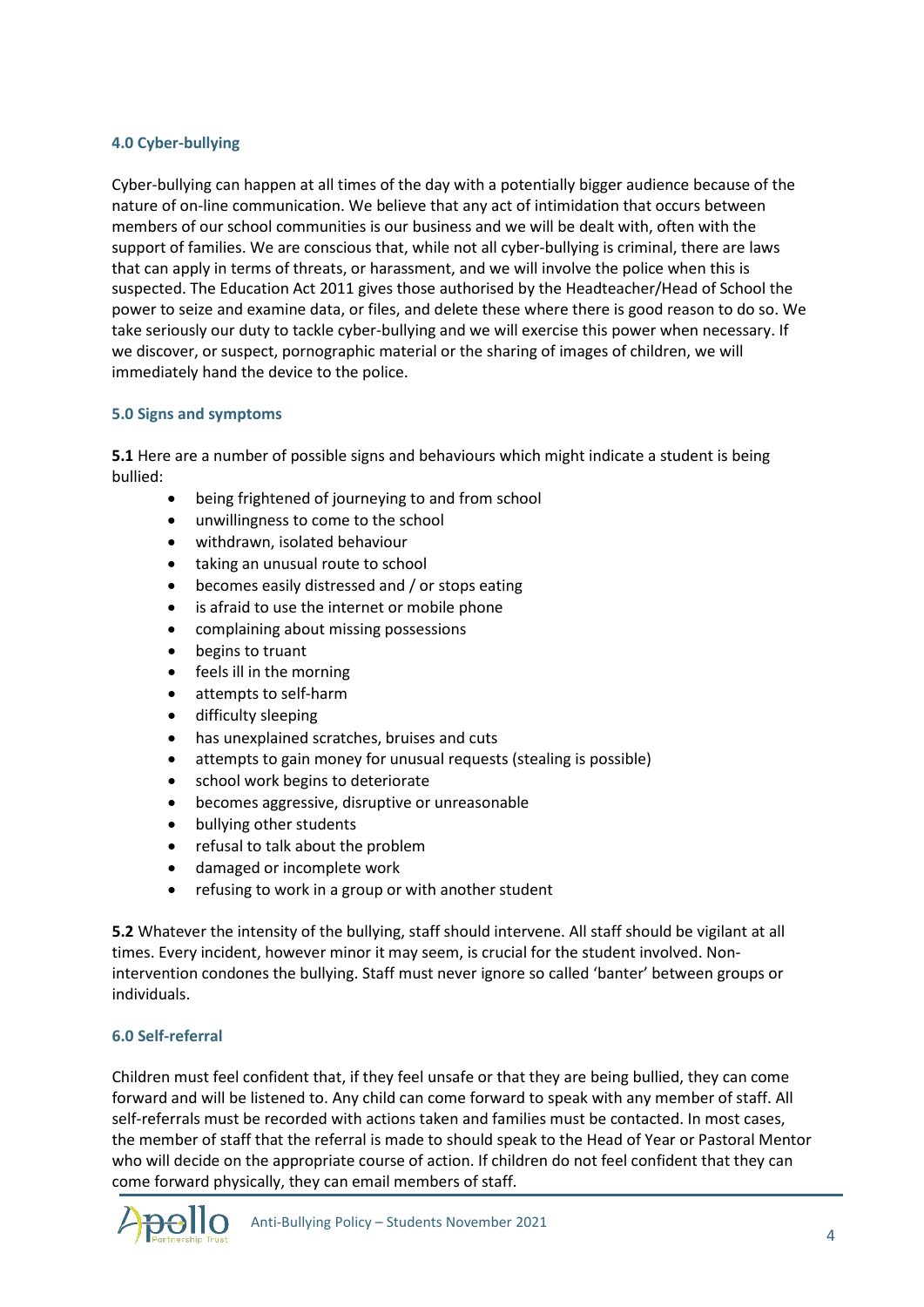### 4.0 Cyber-bullying

Cyber-bullying can happen at all times of the day with a potentially bigger audience because of the nature of on-line communication. We believe that any act of intimidation that occurs between members of our school communities is our business and we will be dealt with, often with the support of families. We are conscious that, while not all cyber-bullying is criminal, there are laws that can apply in terms of threats, or harassment, and we will involve the police when this is suspected. The Education Act 2011 gives those authorised by the Headteacher/Head of School the power to seize and examine data, or files, and delete these where there is good reason to do so. We take seriously our duty to tackle cyber-bullying and we will exercise this power when necessary. If we discover, or suspect, pornographic material or the sharing of images of children, we will immediately hand the device to the police.

### 5.0 Signs and symptoms

**5.1** Here are a number of possible signs and behaviours which might indicate a student is being bullied:

- being frightened of journeying to and from school
- unwillingness to come to the school
- withdrawn, isolated behaviour
- taking an unusual route to school
- becomes easily distressed and / or stops eating
- is afraid to use the internet or mobile phone
- complaining about missing possessions
- begins to truant
- feels ill in the morning
- attempts to self-harm
- difficulty sleeping
- has unexplained scratches, bruises and cuts
- attempts to gain money for unusual requests (stealing is possible)
- school work begins to deteriorate
- becomes aggressive, disruptive or unreasonable
- bullying other students
- refusal to talk about the problem
- damaged or incomplete work
- refusing to work in a group or with another student

**5.2** Whatever the intensity of the bullying, staff should intervene. All staff should be vigilant at all times. Every incident, however minor it may seem, is crucial for the student involved. Non-intervention condones the bullying. Staff must never ignore so called 'banter' between groups or individuals.

### 6.0 Self-referral

Children must feel confident that, if they feel unsafe or that they are being bullied, they can come forward and will be listened to. Any child can come forward to speak with any member of staff. All self-referrals must be recorded with actions taken and families must be contacted. In most cases, the member of staff that the referral is made to should speak to the Head of Year or Pastoral Mentor who will decide on the appropriate course of action. If children do not feel confident that they can come forward physically, they can email members of staff.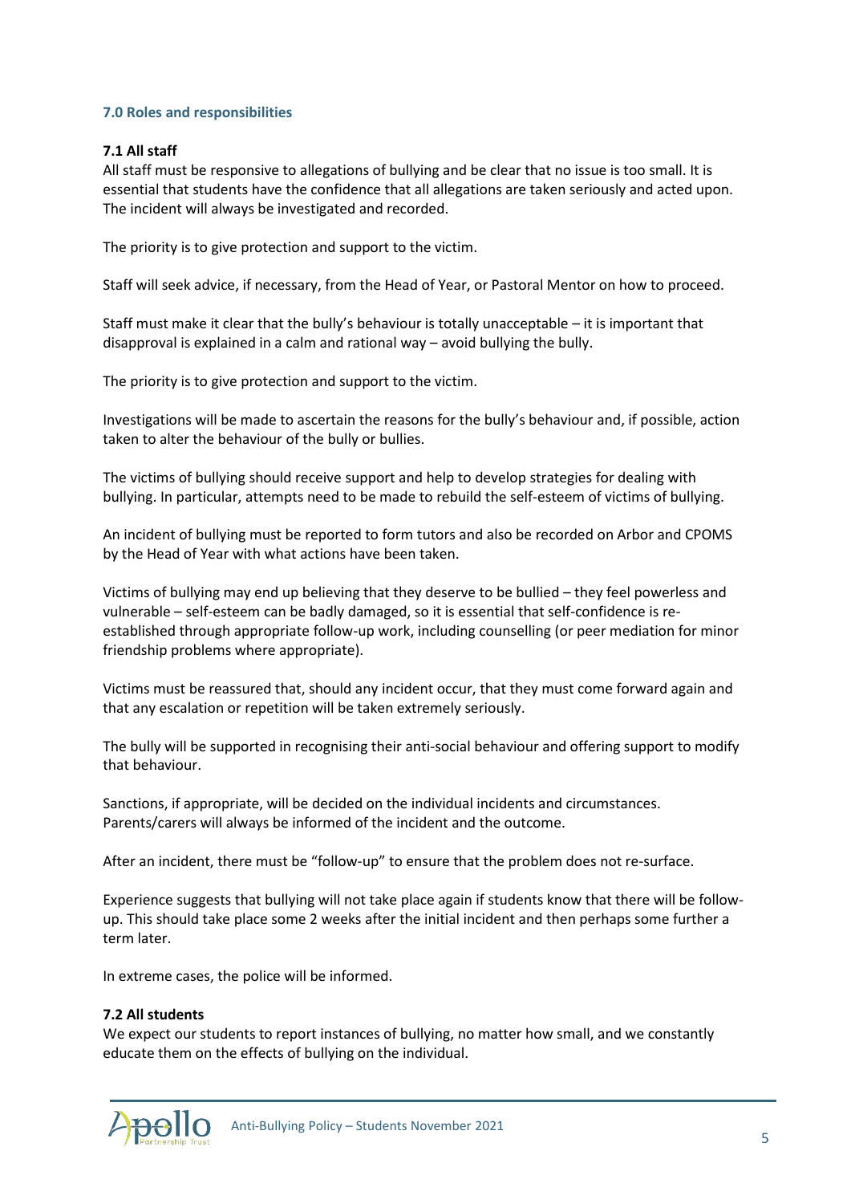## 7.0 Roles and responsibilities

### 7.1 All staff

All staff must be responsive to allegations of bullying and be clear that no issue is too small. It is essential that students have the confidence that all allegations are taken seriously and acted upon. The incident will always be investigated and recorded.

The priority is to give protection and support to the victim.

Staff will seek advice, if necessary, from the Head of Year, or Pastoral Mentor on how to proceed.

Staff must make it clear that the bully's behaviour is totally unacceptable – it is important that disapproval is explained in a calm and rational way – avoid bullying the bully.

The priority is to give protection and support to the victim.

Investigations will be made to ascertain the reasons for the bully's behaviour and, if possible, action taken to alter the behaviour of the bully or bullies.

The victims of bullying should receive support and help to develop strategies for dealing with bullying. In particular, attempts need to be made to rebuild the self-esteem of victims of bullying.

An incident of bullying must be reported to form tutors and also be recorded on Arbor and CPOMS by the Head of Year with what actions have been taken.

Victims of bullying may end up believing that they deserve to be bullied – they feel powerless and vulnerable – self-esteem can be badly damaged, so it is essential that self-confidence is re-established through appropriate follow-up work, including counselling (or peer mediation for minor friendship problems where appropriate).

Victims must be reassured that, should any incident occur, that they must come forward again and that any escalation or repetition will be taken extremely seriously.

The bully will be supported in recognising their anti-social behaviour and offering support to modify that behaviour.

Sanctions, if appropriate, will be decided on the individual incidents and circumstances. Parents/carers will always be informed of the incident and the outcome.

After an incident, there must be "follow-up" to ensure that the problem does not re-surface.

Experience suggests that bullying will not take place again if students know that there will be follow-up. This should take place some 2 weeks after the initial incident and then perhaps some further a term later.

In extreme cases, the police will be informed.

### 7.2 All students

We expect our students to report instances of bullying, no matter how small, and we constantly educate them on the effects of bullying on the individual.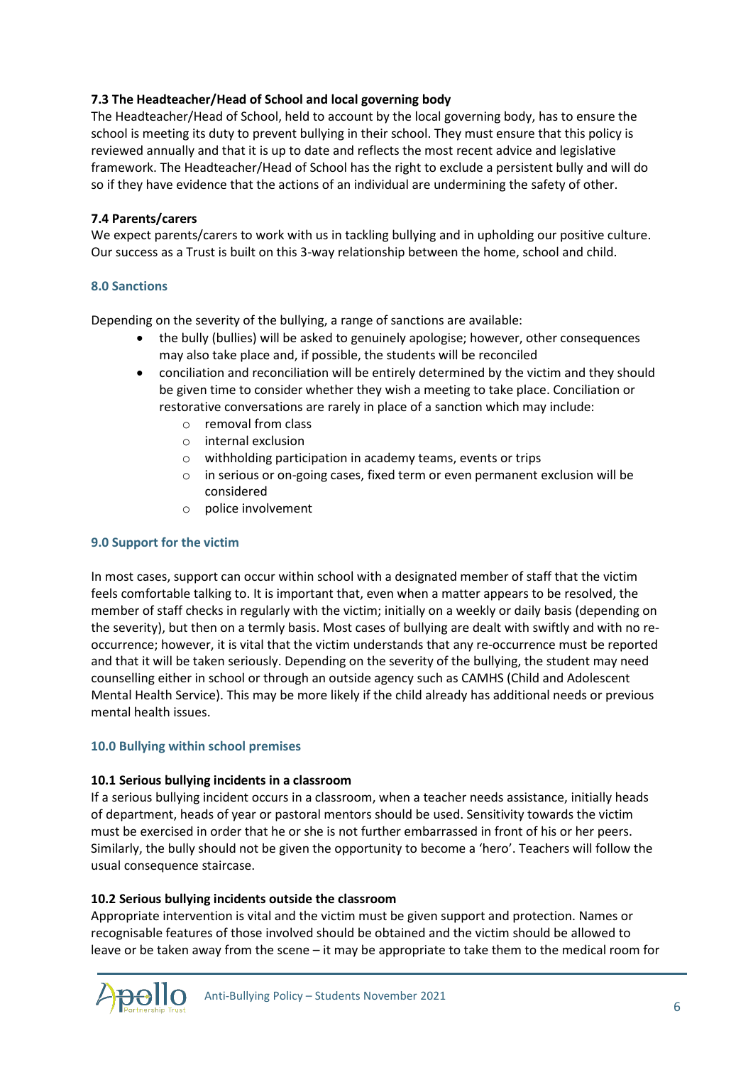### 7.3 The Headteacher/Head of School and local governing body

The Headteacher/Head of School, held to account by the local governing body, has to ensure the school is meeting its duty to prevent bullying in their school. They must ensure that this policy is reviewed annually and that it is up to date and reflects the most recent advice and legislative framework. The Headteacher/Head of School has the right to exclude a persistent bully and will do so if they have evidence that the actions of an individual are undermining the safety of other.

### 7.4 Parents/carers

We expect parents/carers to work with us in tackling bullying and in upholding our positive culture. Our success as a Trust is built on this 3-way relationship between the home, school and child.

## 8.0 Sanctions

Depending on the severity of the bullying, a range of sanctions are available:

- the bully (bullies) will be asked to genuinely apologise; however, other consequences may also take place and, if possible, the students will be reconciled
- conciliation and reconciliation will be entirely determined by the victim and they should be given time to consider whether they wish a meeting to take place. Conciliation or restorative conversations are rarely in place of a sanction which may include:
    - removal from class
    - internal exclusion
    - withholding participation in academy teams, events or trips
    - in serious or on-going cases, fixed term or even permanent exclusion will be considered
    - police involvement

## 9.0 Support for the victim

In most cases, support can occur within school with a designated member of staff that the victim feels comfortable talking to. It is important that, even when a matter appears to be resolved, the member of staff checks in regularly with the victim; initially on a weekly or daily basis (depending on the severity), but then on a termly basis. Most cases of bullying are dealt with swiftly and with no re-occurrence; however, it is vital that the victim understands that any re-occurrence must be reported and that it will be taken seriously. Depending on the severity of the bullying, the student may need counselling either in school or through an outside agency such as CAMHS (Child and Adolescent Mental Health Service). This may be more likely if the child already has additional needs or previous mental health issues.

## 10.0 Bullying within school premises

### 10.1 Serious bullying incidents in a classroom

If a serious bullying incident occurs in a classroom, when a teacher needs assistance, initially heads of department, heads of year or pastoral mentors should be used. Sensitivity towards the victim must be exercised in order that he or she is not further embarrassed in front of his or her peers. Similarly, the bully should not be given the opportunity to become a 'hero'. Teachers will follow the usual consequence staircase.

### 10.2 Serious bullying incidents outside the classroom

Appropriate intervention is vital and the victim must be given support and protection. Names or recognisable features of those involved should be obtained and the victim should be allowed to leave or be taken away from the scene – it may be appropriate to take them to the medical room for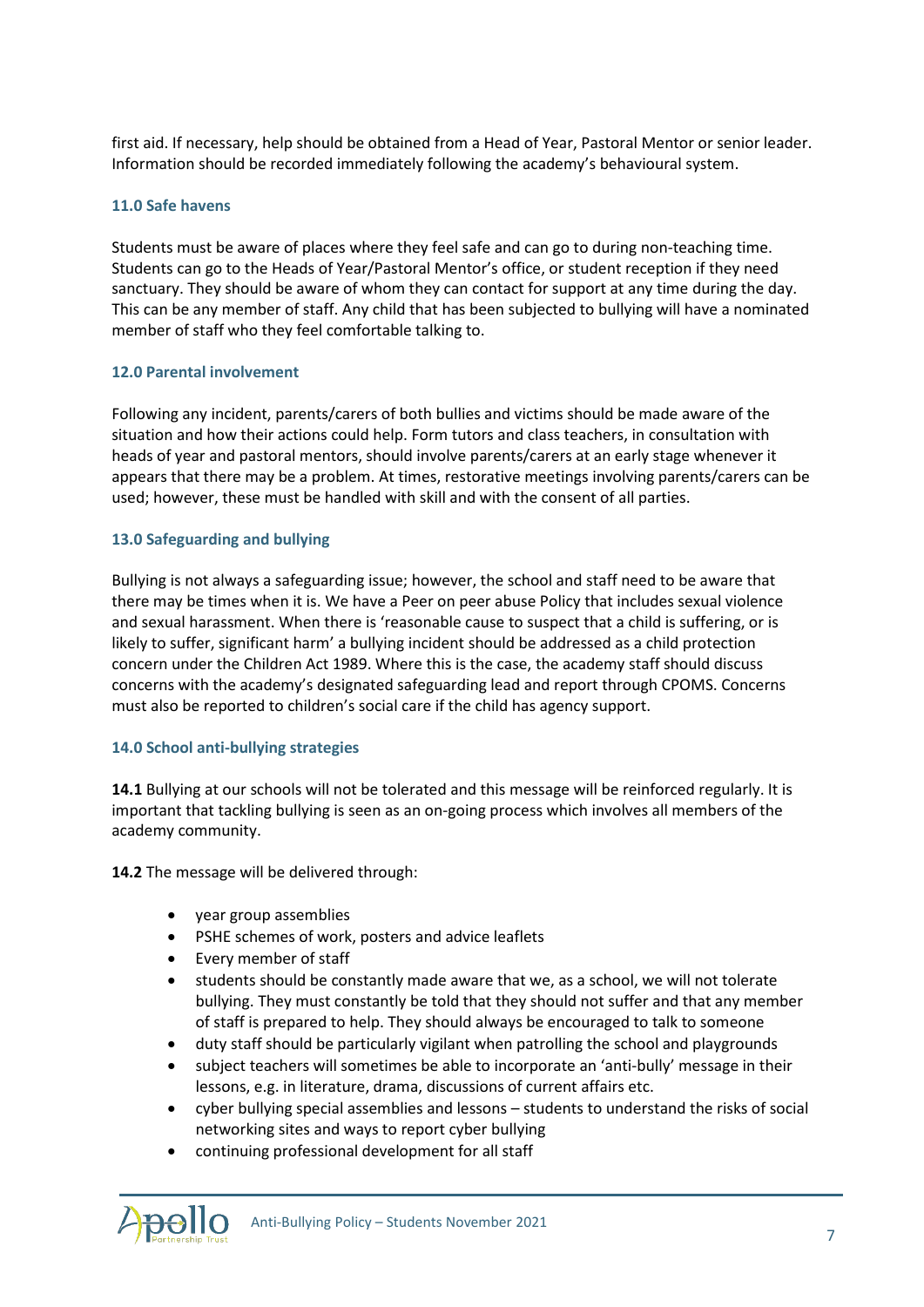first aid. If necessary, help should be obtained from a Head of Year, Pastoral Mentor or senior leader. Information should be recorded immediately following the academy's behavioural system.

### 11.0 Safe havens

Students must be aware of places where they feel safe and can go to during non-teaching time. Students can go to the Heads of Year/Pastoral Mentor's office, or student reception if they need sanctuary. They should be aware of whom they can contact for support at any time during the day. This can be any member of staff. Any child that has been subjected to bullying will have a nominated member of staff who they feel comfortable talking to.

### 12.0 Parental involvement

Following any incident, parents/carers of both bullies and victims should be made aware of the situation and how their actions could help. Form tutors and class teachers, in consultation with heads of year and pastoral mentors, should involve parents/carers at an early stage whenever it appears that there may be a problem. At times, restorative meetings involving parents/carers can be used; however, these must be handled with skill and with the consent of all parties.

### 13.0 Safeguarding and bullying

Bullying is not always a safeguarding issue; however, the school and staff need to be aware that there may be times when it is. We have a Peer on peer abuse Policy that includes sexual violence and sexual harassment. When there is 'reasonable cause to suspect that a child is suffering, or is likely to suffer, significant harm' a bullying incident should be addressed as a child protection concern under the Children Act 1989. Where this is the case, the academy staff should discuss concerns with the academy's designated safeguarding lead and report through CPOMS. Concerns must also be reported to children's social care if the child has agency support.

### 14.0 School anti-bullying strategies

**14.1** Bullying at our schools will not be tolerated and this message will be reinforced regularly. It is important that tackling bullying is seen as an on-going process which involves all members of the academy community.

**14.2** The message will be delivered through:

- year group assemblies
- PSHE schemes of work, posters and advice leaflets
- Every member of staff
- students should be constantly made aware that we, as a school, we will not tolerate bullying. They must constantly be told that they should not suffer and that any member of staff is prepared to help. They should always be encouraged to talk to someone
- duty staff should be particularly vigilant when patrolling the school and playgrounds
- subject teachers will sometimes be able to incorporate an 'anti-bully' message in their lessons, e.g. in literature, drama, discussions of current affairs etc.
- cyber bullying special assemblies and lessons – students to understand the risks of social networking sites and ways to report cyber bullying
- continuing professional development for all staff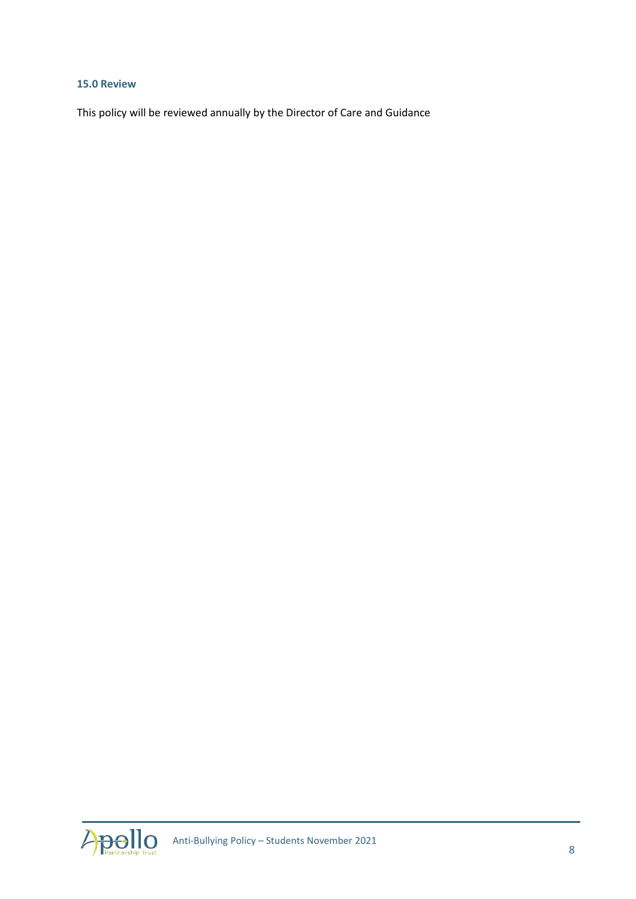### 15.0 Review

This policy will be reviewed annually by the Director of Care and Guidance